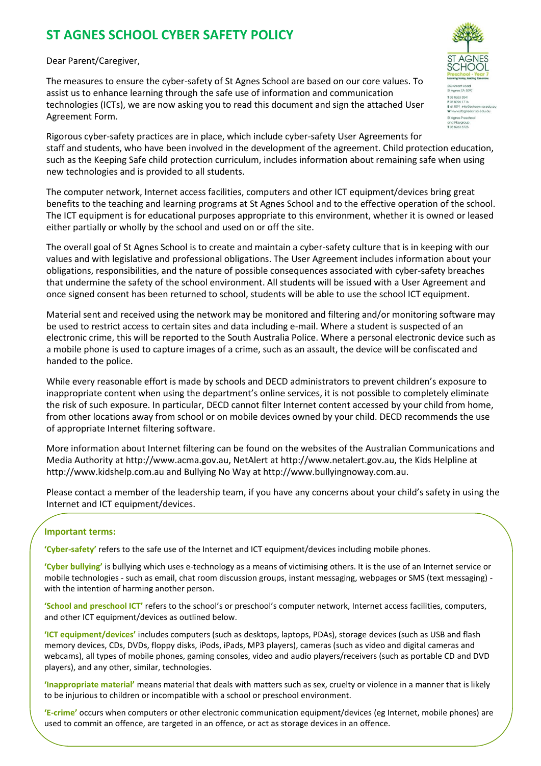# ST AGNES SCHOOL CYBER SAFETY POLICY

Dear Parent/Caregiver,

The measures to ensure the cyber-safety of St Agnes School are based on our core values. To assist us to enhance learning through the safe use of information and communication technologies (ICTs), we are now asking you to read this document and sign the attached User Agreement Form.

Rigorous cyber-safety practices are in place, which include cyber-safety User Agreements for staff and students, who have been involved in the development of the agreement. Child protection education, such as the Keeping Safe child protection curriculum, includes information about remaining safe when using new technologies and is provided to all students.

The computer network, Internet access facilities, computers and other ICT equipment/devices bring great benefits to the teaching and learning programs at St Agnes School and to the effective operation of the school. The ICT equipment is for educational purposes appropriate to this environment, whether it is owned or leased either partially or wholly by the school and used on or off the site.

The overall goal of St Agnes School is to create and maintain a cyber-safety culture that is in keeping with our values and with legislative and professional obligations. The User Agreement includes information about your obligations, responsibilities, and the nature of possible consequences associated with cyber-safety breaches that undermine the safety of the school environment. All students will be issued with a User Agreement and once signed consent has been returned to school, students will be able to use the school ICT equipment.

Material sent and received using the network may be monitored and filtering and/or monitoring software may be used to restrict access to certain sites and data including e-mail. Where a student is suspected of an electronic crime, this will be reported to the South Australia Police. Where a personal electronic device such as a mobile phone is used to capture images of a crime, such as an assault, the device will be confiscated and handed to the police.

While every reasonable effort is made by schools and DECD administrators to prevent children's exposure to inappropriate content when using the department's online services, it is not possible to completely eliminate the risk of such exposure. In particular, DECD cannot filter Internet content accessed by your child from home, from other locations away from school or on mobile devices owned by your child. DECD recommends the use of appropriate Internet filtering software.

More information about Internet filtering can be found on the websites of the Australian Communications and Media Authority at http://www.acma.gov.au, NetAlert at http://www.netalert.gov.au, the Kids Helpline at http://www.kidshelp.com.au and Bullying No Way at http://www.bullyingnoway.com.au.

Please contact a member of the leadership team, if you have any concerns about your child's safety in using the Internet and ICT equipment/devices.

**Important terms:**

**'Cyber-safety'** refers to the safe use of the Internet and ICT equipment/devices including mobile phones.

**'Cyber bullying'** is bullying which uses e-technology as a means of victimising others. It is the use of an Internet service or mobile technologies - such as email, chat room discussion groups, instant messaging, webpages or SMS (text messaging) - with the intention of harming another person.

**'School and preschool ICT'** refers to the school's or preschool's computer network, Internet access facilities, computers, and other ICT equipment/devices as outlined below.

**'ICT equipment/devices'** includes computers (such as desktops, laptops, PDAs), storage devices (such as USB and flash memory devices, CDs, DVDs, floppy disks, iPods, iPads, MP3 players), cameras (such as video and digital cameras and webcams), all types of mobile phones, gaming consoles, video and audio players/receivers (such as portable CD and DVD players), and any other, similar, technologies.

**'Inappropriate material'** means material that deals with matters such as sex, cruelty or violence in a manner that is likely to be injurious to children or incompatible with a school or preschool environment.

**'E-crime'** occurs when computers or other electronic communication equipment/devices (eg Internet, mobile phones) are used to commit an offence, are targeted in an offence, or act as storage devices in an offence.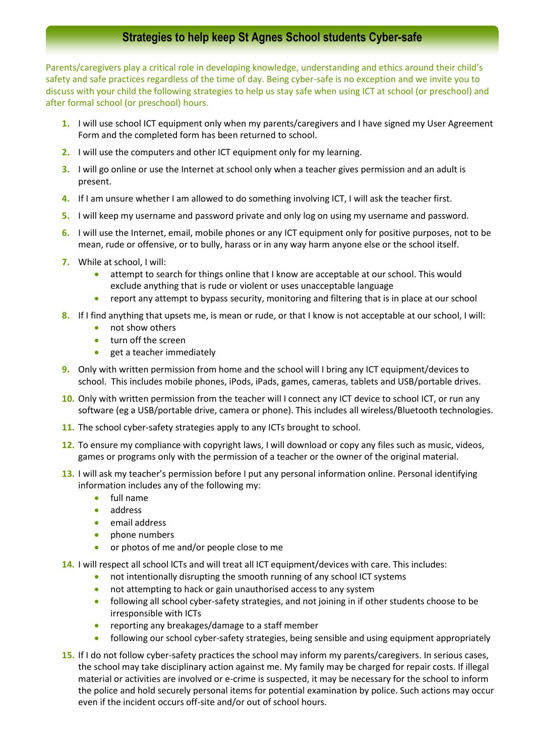## Strategies to help keep St Agnes School students Cyber-safe

Parents/caregivers play a critical role in developing knowledge, understanding and ethics around their child's safety and safe practices regardless of the time of day. Being cyber-safe is no exception and we invite you to discuss with your child the following strategies to help us stay safe when using ICT at school (or preschool) and after formal school (or preschool) hours.

1. I will use school ICT equipment only when my parents/caregivers and I have signed my User Agreement Form and the completed form has been returned to school.
2. I will use the computers and other ICT equipment only for my learning.
3. I will go online or use the Internet at school only when a teacher gives permission and an adult is present.
4. If I am unsure whether I am allowed to do something involving ICT, I will ask the teacher first.
5. I will keep my username and password private and only log on using my username and password.
6. I will use the Internet, email, mobile phones or any ICT equipment only for positive purposes, not to be mean, rude or offensive, or to bully, harass or in any way harm anyone else or the school itself.
7. While at school, I will:
   - attempt to search for things online that I know are acceptable at our school. This would exclude anything that is rude or violent or uses unacceptable language
   - report any attempt to bypass security, monitoring and filtering that is in place at our school
8. If I find anything that upsets me, is mean or rude, or that I know is not acceptable at our school, I will:
   - not show others
   - turn off the screen
   - get a teacher immediately
9. Only with written permission from home and the school will I bring any ICT equipment/devices to school. This includes mobile phones, iPods, iPads, games, cameras, tablets and USB/portable drives.
10. Only with written permission from the teacher will I connect any ICT device to school ICT, or run any software (eg a USB/portable drive, camera or phone). This includes all wireless/Bluetooth technologies.
11. The school cyber-safety strategies apply to any ICTs brought to school.
12. To ensure my compliance with copyright laws, I will download or copy any files such as music, videos, games or programs only with the permission of a teacher or the owner of the original material.
13. I will ask my teacher's permission before I put any personal information online. Personal identifying information includes any of the following my:
    - full name
    - address
    - email address
    - phone numbers
    - or photos of me and/or people close to me
14. I will respect all school ICTs and will treat all ICT equipment/devices with care. This includes:
    - not intentionally disrupting the smooth running of any school ICT systems
    - not attempting to hack or gain unauthorised access to any system
    - following all school cyber-safety strategies, and not joining in if other students choose to be irresponsible with ICTs
    - reporting any breakages/damage to a staff member
    - following our school cyber-safety strategies, being sensible and using equipment appropriately
15. If I do not follow cyber-safety practices the school may inform my parents/caregivers. In serious cases, the school may take disciplinary action against me. My family may be charged for repair costs. If illegal material or activities are involved or e-crime is suspected, it may be necessary for the school to inform the police and hold securely personal items for potential examination by police. Such actions may occur even if the incident occurs off-site and/or out of school hours.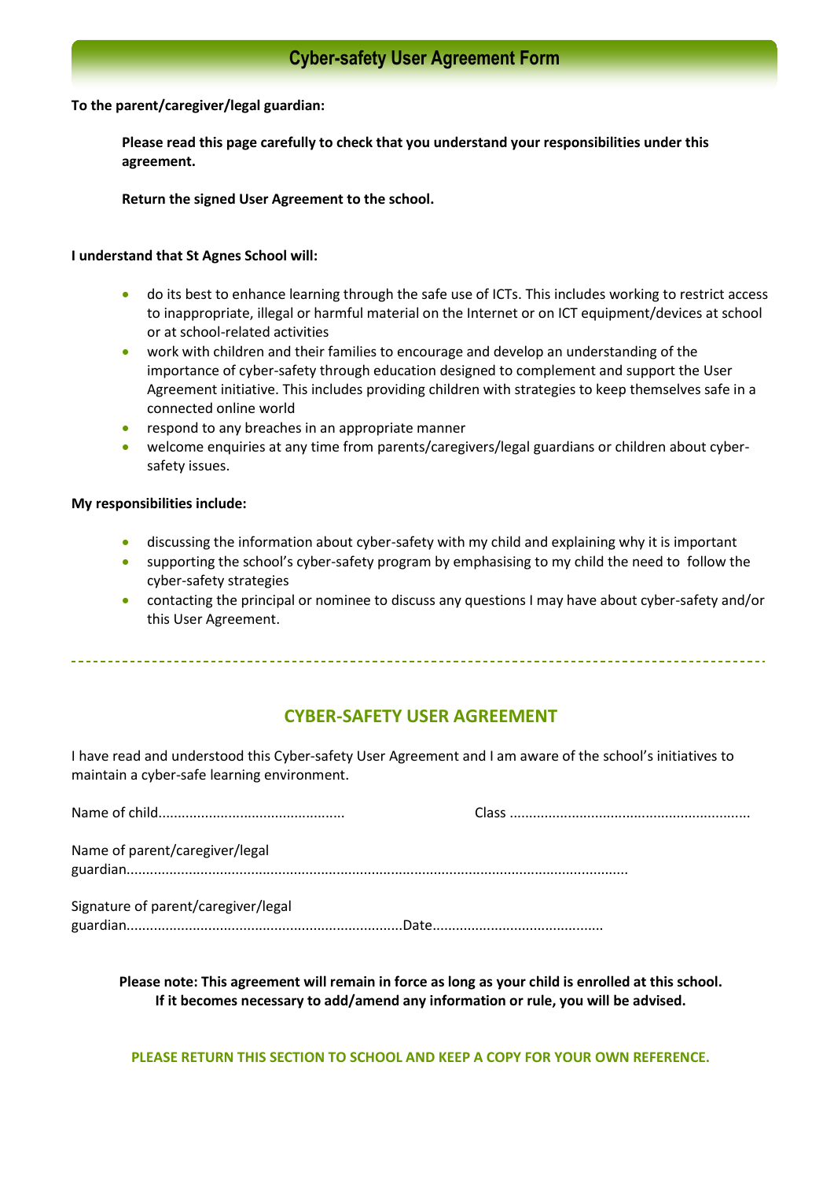## Cyber-safety User Agreement Form

**To the parent/caregiver/legal guardian:**

**Please read this page carefully to check that you understand your responsibilities under this agreement.**

**Return the signed User Agreement to the school.**

**I understand that St Agnes School will:**

- do its best to enhance learning through the safe use of ICTs. This includes working to restrict access to inappropriate, illegal or harmful material on the Internet or on ICT equipment/devices at school or at school-related activities
- work with children and their families to encourage and develop an understanding of the importance of cyber-safety through education designed to complement and support the User Agreement initiative. This includes providing children with strategies to keep themselves safe in a connected online world
- respond to any breaches in an appropriate manner
- welcome enquiries at any time from parents/caregivers/legal guardians or children about cyber-safety issues.

**My responsibilities include:**

- discussing the information about cyber-safety with my child and explaining why it is important
- supporting the school's cyber-safety program by emphasising to my child the need to follow the cyber-safety strategies
- contacting the principal or nominee to discuss any questions I may have about cyber-safety and/or this User Agreement.

---

## CYBER-SAFETY USER AGREEMENT

I have read and understood this Cyber-safety User Agreement and I am aware of the school's initiatives to maintain a cyber-safe learning environment.

Name of child............................................... Class .............................................................

Name of parent/caregiver/legal guardian...............................................................................................................

Signature of parent/caregiver/legal guardian.....................................................................Date...........................................

**Please note: This agreement will remain in force as long as your child is enrolled at this school. If it becomes necessary to add/amend any information or rule, you will be advised.**

**PLEASE RETURN THIS SECTION TO SCHOOL AND KEEP A COPY FOR YOUR OWN REFERENCE.**